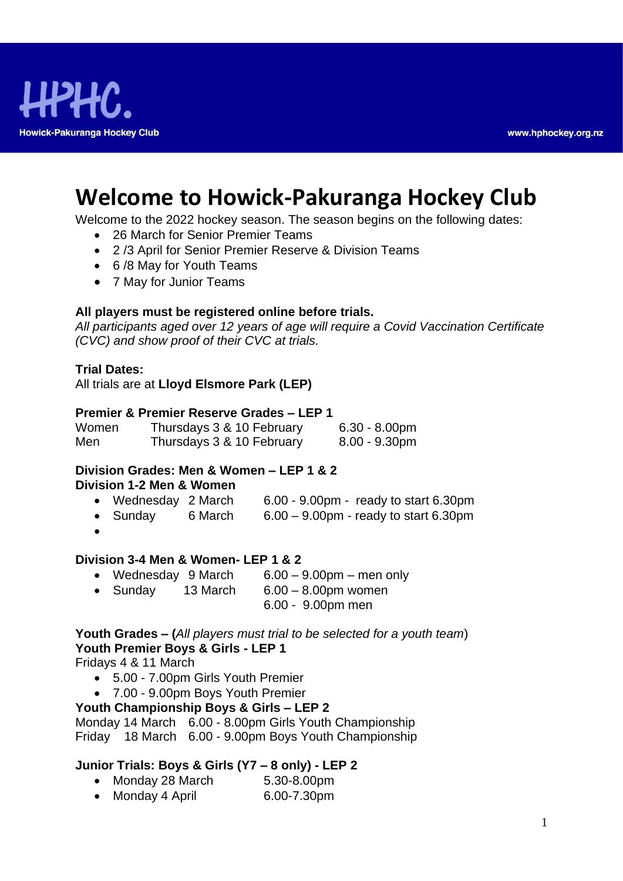HPHC.

Howick-Pakuranga Hockey Club

www.hphockey.org.nz

# Welcome to Howick-Pakuranga Hockey Club

Welcome to the 2022 hockey season. The season begins on the following dates:

- 26 March for Senior Premier Teams
- 2 /3 April for Senior Premier Reserve & Division Teams
- 6 /8 May for Youth Teams
- 7 May for Junior Teams

**All players must be registered online before trials.**
*All participants aged over 12 years of age will require a Covid Vaccination Certificate (CVC) and show proof of their CVC at trials.*

**Trial Dates:**
All trials are at **Lloyd Elsmore Park (LEP)**

**Premier & Premier Reserve Grades – LEP 1**

| | | |
|---|---|---|
| Women | Thursdays 3 & 10 February | 6.30 - 8.00pm |
| Men | Thursdays 3 & 10 February | 8.00 - 9.30pm |

**Division Grades: Men & Women – LEP 1 & 2**
**Division 1-2 Men & Women**

- Wednesday 2 March 6.00 - 9.00pm - ready to start 6.30pm
- Sunday 6 March 6.00 – 9.00pm - ready to start 6.30pm

**Division 3-4 Men & Women- LEP 1 & 2**

- Wednesday 9 March 6.00 – 9.00pm – men only
- Sunday 13 March 6.00 – 8.00pm women
  6.00 - 9.00pm men

**Youth Grades – (***All players must trial to be selected for a youth team*)
**Youth Premier Boys & Girls - LEP 1**
Fridays 4 & 11 March

- 5.00 - 7.00pm Girls Youth Premier
- 7.00 - 9.00pm Boys Youth Premier

**Youth Championship Boys & Girls – LEP 2**
Monday 14 March 6.00 - 8.00pm Girls Youth Championship
Friday 18 March 6.00 - 9.00pm Boys Youth Championship

**Junior Trials: Boys & Girls (Y7 – 8 only) - LEP 2**

- Monday 28 March 5.30-8.00pm
- Monday 4 April 6.00-7.30pm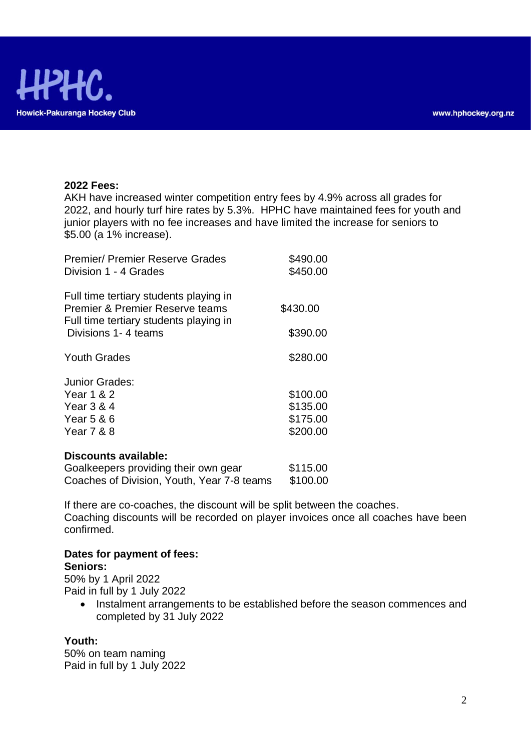**2022 Fees:**
AKH have increased winter competition entry fees by 4.9% across all grades for 2022, and hourly turf hire rates by 5.3%. HPHC have maintained fees for youth and junior players with no fee increases and have limited the increase for seniors to $5.00 (a 1% increase).

| | |
|---|---|
| Premier/ Premier Reserve Grades | $490.00 |
| Division 1 - 4 Grades | $450.00 |
| Full time tertiary students playing in Premier & Premier Reserve teams | $430.00 |
| Full time tertiary students playing in Divisions 1- 4 teams | $390.00 |
| Youth Grades | $280.00 |
| Junior Grades: | |
| Year 1 & 2 | $100.00 |
| Year 3 & 4 | $135.00 |
| Year 5 & 6 | $175.00 |
| Year 7 & 8 | $200.00 |

**Discounts available:**

| | |
|---|---|
| Goalkeepers providing their own gear | $115.00 |
| Coaches of Division, Youth, Year 7-8 teams | $100.00 |

If there are co-coaches, the discount will be split between the coaches.
Coaching discounts will be recorded on player invoices once all coaches have been confirmed.

**Dates for payment of fees:**

**Seniors:**
50% by 1 April 2022
Paid in full by 1 July 2022

- Instalment arrangements to be established before the season commences and completed by 31 July 2022

**Youth:**
50% on team naming
Paid in full by 1 July 2022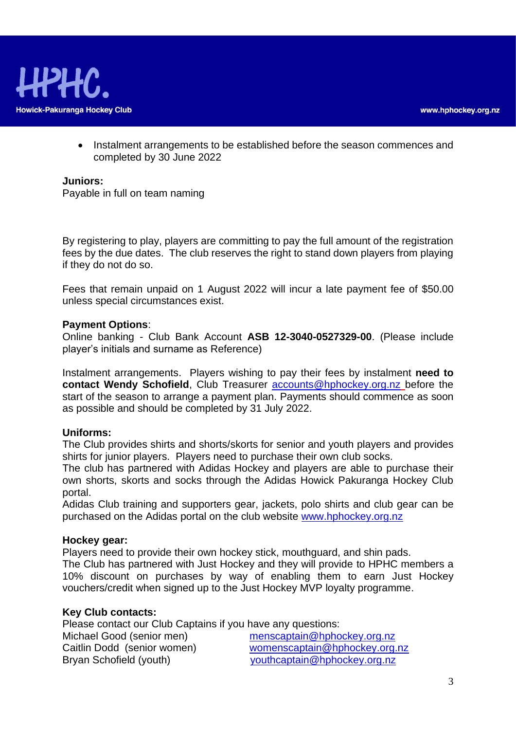- Instalment arrangements to be established before the season commences and completed by 30 June 2022

**Juniors:**
Payable in full on team naming

By registering to play, players are committing to pay the full amount of the registration fees by the due dates. The club reserves the right to stand down players from playing if they do not do so.

Fees that remain unpaid on 1 August 2022 will incur a late payment fee of $50.00 unless special circumstances exist.

**Payment Options**:
Online banking - Club Bank Account **ASB 12-3040-0527329-00**. (Please include player's initials and surname as Reference)

Instalment arrangements. Players wishing to pay their fees by instalment **need to contact Wendy Schofield**, Club Treasurer accounts@hphockey.org.nz before the start of the season to arrange a payment plan. Payments should commence as soon as possible and should be completed by 31 July 2022.

**Uniforms:**
The Club provides shirts and shorts/skorts for senior and youth players and provides shirts for junior players. Players need to purchase their own club socks.
The club has partnered with Adidas Hockey and players are able to purchase their own shorts, skorts and socks through the Adidas Howick Pakuranga Hockey Club portal.
Adidas Club training and supporters gear, jackets, polo shirts and club gear can be purchased on the Adidas portal on the club website www.hphockey.org.nz

**Hockey gear:**
Players need to provide their own hockey stick, mouthguard, and shin pads.
The Club has partnered with Just Hockey and they will provide to HPHC members a 10% discount on purchases by way of enabling them to earn Just Hockey vouchers/credit when signed up to the Just Hockey MVP loyalty programme.

**Key Club contacts:**
Please contact our Club Captains if you have any questions:

| | |
|---|---|
| Michael Good (senior men) | menscaptain@hphockey.org.nz |
| Caitlin Dodd (senior women) | womenscaptain@hphockey.org.nz |
| Bryan Schofield (youth) | youthcaptain@hphockey.org.nz |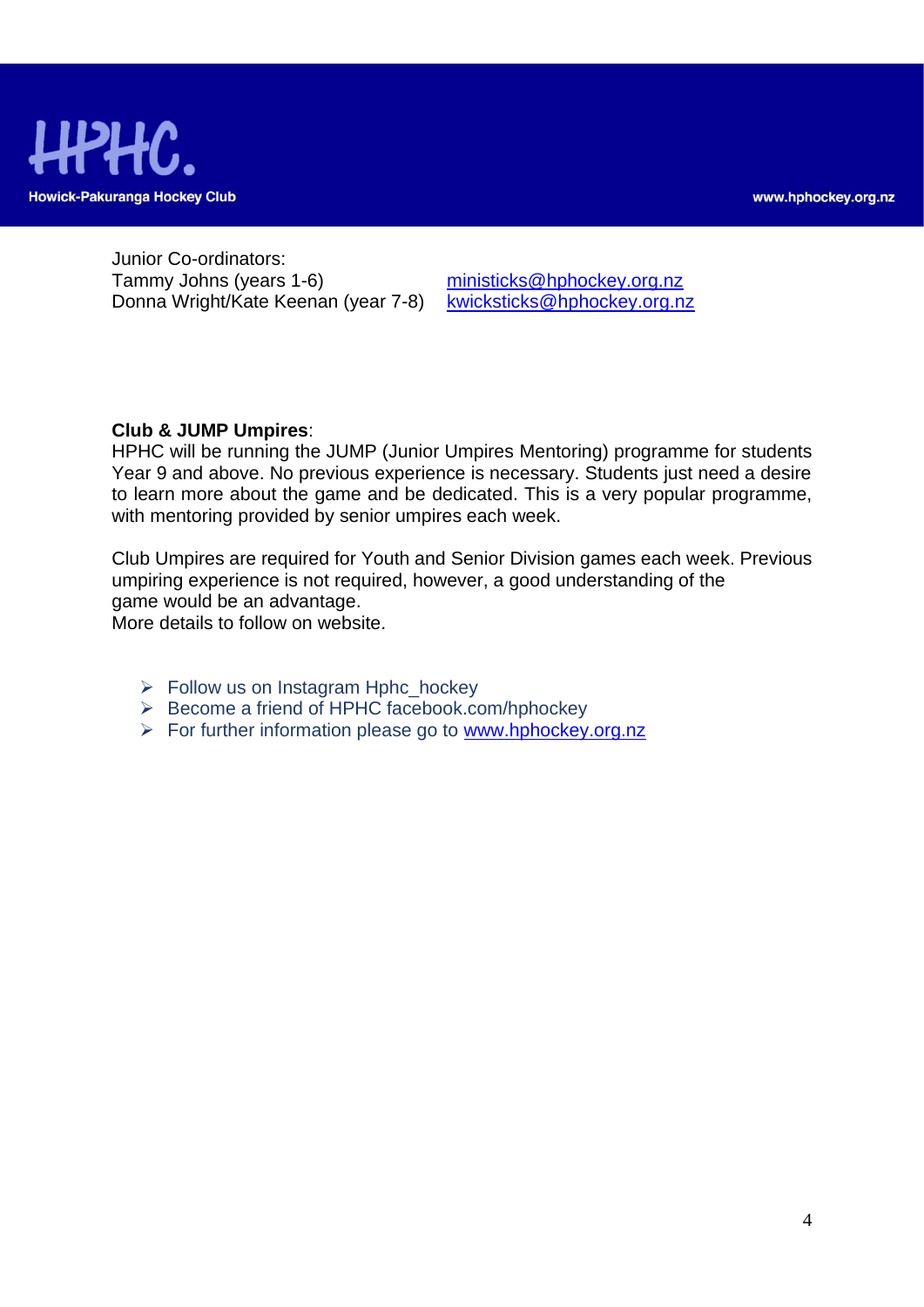Junior Co-ordinators:

| | |
|---|---|
| Tammy Johns (years 1-6) | ministicks@hphockey.org.nz |
| Donna Wright/Kate Keenan (year 7-8) | kwicksticks@hphockey.org.nz |

**Club & JUMP Umpires**:
HPHC will be running the JUMP (Junior Umpires Mentoring) programme for students Year 9 and above. No previous experience is necessary. Students just need a desire to learn more about the game and be dedicated. This is a very popular programme, with mentoring provided by senior umpires each week.

Club Umpires are required for Youth and Senior Division games each week. Previous umpiring experience is not required, however, a good understanding of the game would be an advantage.
More details to follow on website.

- Follow us on Instagram Hphc_hockey
- Become a friend of HPHC facebook.com/hphockey
- For further information please go to www.hphockey.org.nz